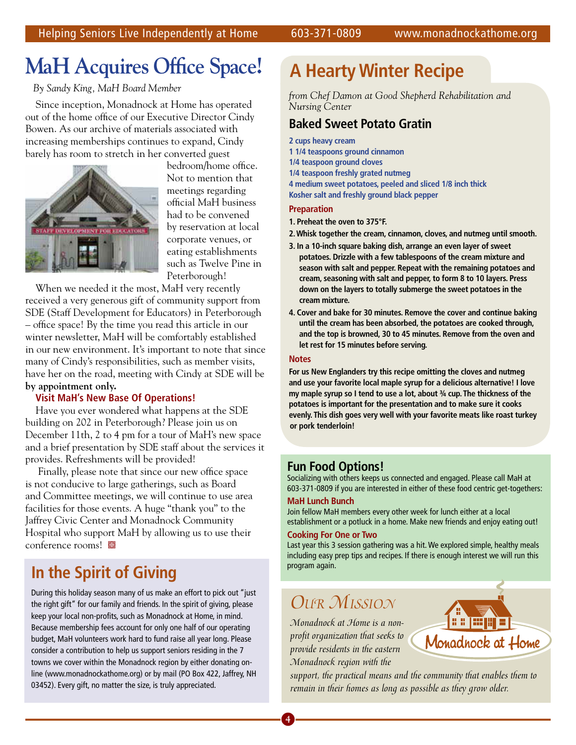# MaH Acquires Office Space!

*By Sandy King, MaH Board Member*

Since inception, Monadnock at Home has operated out of the home office of our Executive Director Cindy Bowen. As our archive of materials associated with increasing memberships continues to expand, Cindy barely has room to stretch in her converted guest bedroom/home office. Not to mention that meetings regarding official MaH business had to be convened by reservation at local corporate venues, or eating establishments such as Twelve Pine in Peterborough!

When we needed it the most, MaH very recently received a very generous gift of community support from SDE (Staff Development for Educators) in Peterborough – office space! By the time you read this article in our winter newsletter, MaH will be comfortably established in our new environment. It's important to note that since many of Cindy's responsibilities, such as member visits, have her on the road, meeting with Cindy at SDE will be **by appointment only.**

### Visit MaH's New Base Of Operations!

Have you ever wondered what happens at the SDE building on 202 in Peterborough? Please join us on December 11th, 2 to 4 pm for a tour of MaH's new space and a brief presentation by SDE staff about the services it provides. Refreshments will be provided!

Finally, please note that since our new office space is not conducive to large gatherings, such as Board and Committee meetings, we will continue to use area facilities for those events. A huge "thank you" to the Jaffrey Civic Center and Monadnock Community Hospital who support MaH by allowing us to use their conference rooms!

# In the Spirit of Giving

During this holiday season many of us make an effort to pick out "just the right gift" for our family and friends. In the spirit of giving, please keep your local non-profits, such as Monadnock at Home, in mind. Because membership fees account for only one half of our operating budget, MaH volunteers work hard to fund raise all year long. Please consider a contribution to help us support seniors residing in the 7 towns we cover within the Monadnock region by either donating on-line (www.monadnockathome.org) or by mail (PO Box 422, Jaffrey, NH 03452). Every gift, no matter the size, is truly appreciated.

# A Hearty Winter Recipe

*from Chef Damon at Good Shepherd Rehabilitation and Nursing Center*

## Baked Sweet Potato Gratin

- 2 cups heavy cream
- 1 1/4 teaspoons ground cinnamon
- 1/4 teaspoon ground cloves
- 1/4 teaspoon freshly grated nutmeg
- 4 medium sweet potatoes, peeled and sliced 1/8 inch thick
- Kosher salt and freshly ground black pepper

### Preparation

1. Preheat the oven to 375°F.
2. Whisk together the cream, cinnamon, cloves, and nutmeg until smooth.
3. In a 10-inch square baking dish, arrange an even layer of sweet potatoes. Drizzle with a few tablespoons of the cream mixture and season with salt and pepper. Repeat with the remaining potatoes and cream, seasoning with salt and pepper, to form 8 to 10 layers. Press down on the layers to totally submerge the sweet potatoes in the cream mixture.
4. Cover and bake for 30 minutes. Remove the cover and continue baking until the cream has been absorbed, the potatoes are cooked through, and the top is browned, 30 to 45 minutes. Remove from the oven and let rest for 15 minutes before serving.

### Notes

For us New Englanders try this recipe omitting the cloves and nutmeg and use your favorite local maple syrup for a delicious alternative! I love my maple syrup so I tend to use a lot, about ¾ cup. The thickness of the potatoes is important for the presentation and to make sure it cooks evenly. This dish goes very well with your favorite meats like roast turkey or pork tenderloin!

## Fun Food Options!

Socializing with others keeps us connected and engaged. Please call MaH at 603-371-0809 if you are interested in either of these food centric get-togethers:

### MaH Lunch Bunch

Join fellow MaH members every other week for lunch either at a local establishment or a potluck in a home. Make new friends and enjoy eating out!

### Cooking For One or Two

Last year this 3 session gathering was a hit. We explored simple, healthy meals including easy prep tips and recipes. If there is enough interest we will run this program again.

## Our Mission

*Monadnock at Home is a non-profit organization that seeks to provide residents in the eastern Monadnock region with the support, the practical means and the community that enables them to remain in their homes as long as possible as they grow older.*

Monadnock at Home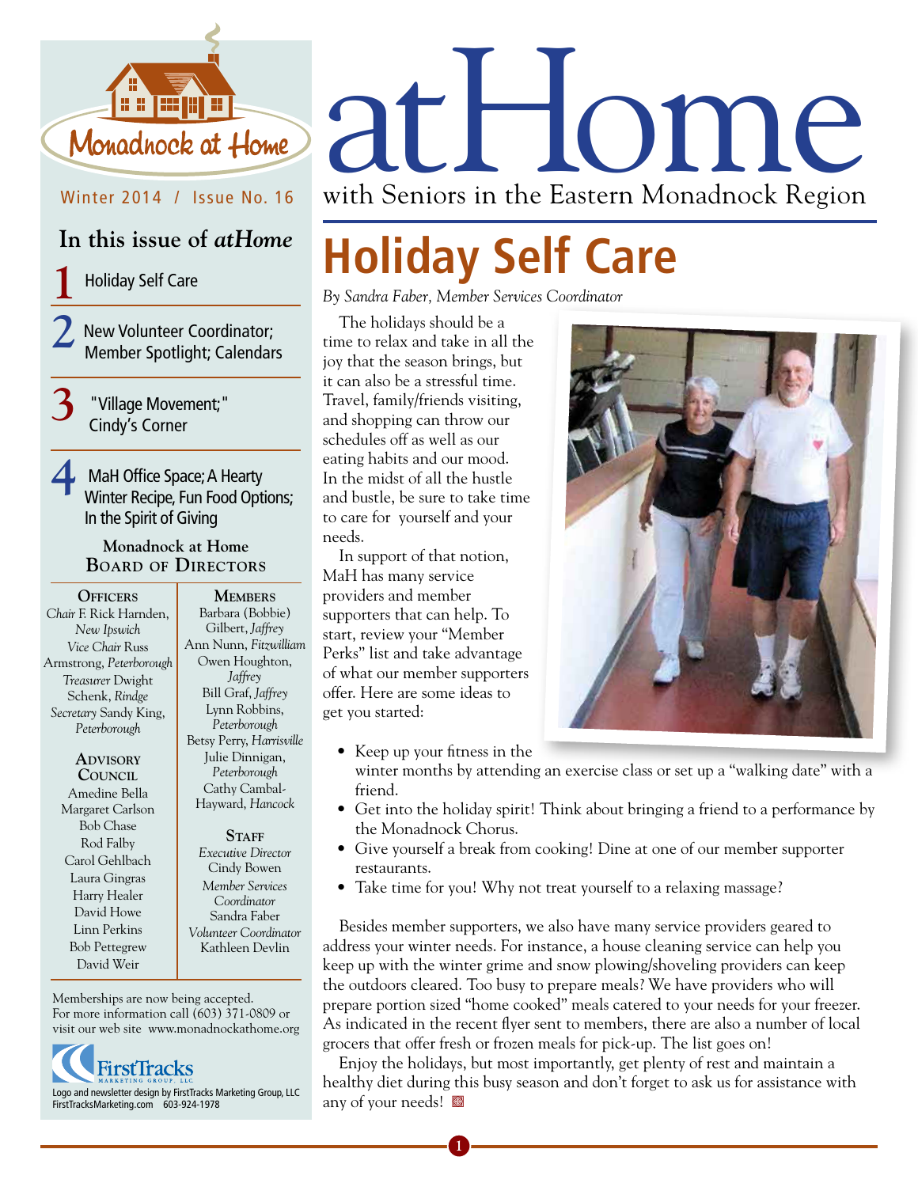# atHome

with Seniors in the Eastern Monadnock Region

Monadnock at Home

Winter 2014 / Issue No. 16

## In this issue of *atHome*

1. Holiday Self Care
2. New Volunteer Coordinator; Member Spotlight; Calendars
3. "Village Movement;" Cindy's Corner
4. MaH Office Space; A Hearty Winter Recipe, Fun Food Options; In the Spirit of Giving

### Monadnock at Home Board of Directors

**Officers**

*Chair* F. Rick Harnden, *New Ipswich*
*Vice Chair* Russ Armstrong, *Peterborough*
*Treasurer* Dwight Schenk, *Rindge*
*Secretary* Sandy King, *Peterborough*

**Advisory Council**

Amedine Bella
Margaret Carlson
Bob Chase
Rod Falby
Carol Gehlbach
Laura Gingras
Harry Healer
David Howe
Linn Perkins
Bob Pettegrew
David Weir

**Members**

Barbara (Bobbie) Gilbert, *Jaffrey*
Ann Nunn, *Fitzwilliam*
Owen Houghton, *Jaffrey*
Bill Graf, *Jaffrey*
Lynn Robbins, *Peterborough*
Betsy Perry, *Harrisville*
Julie Dinnigan, *Peterborough*
Cathy Cambal-Hayward, *Hancock*

**Staff**

*Executive Director* Cindy Bowen
*Member Services Coordinator* Sandra Faber
*Volunteer Coordinator* Kathleen Devlin

Memberships are now being accepted. For more information call (603) 371-0809 or visit our web site www.monadnockathome.org

Logo and newsletter design by FirstTracks Marketing Group, LLC
FirstTracksMarketing.com 603-924-1978

# Holiday Self Care

*By Sandra Faber, Member Services Coordinator*

The holidays should be a time to relax and take in all the joy that the season brings, but it can also be a stressful time. Travel, family/friends visiting, and shopping can throw our schedules off as well as our eating habits and our mood. In the midst of all the hustle and bustle, be sure to take time to care for yourself and your needs.

In support of that notion, MaH has many service providers and member supporters that can help. To start, review your "Member Perks" list and take advantage of what our member supporters offer. Here are some ideas to get you started:

- Keep up your fitness in the winter months by attending an exercise class or set up a "walking date" with a friend.
- Get into the holiday spirit! Think about bringing a friend to a performance by the Monadnock Chorus.
- Give yourself a break from cooking! Dine at one of our member supporter restaurants.
- Take time for you! Why not treat yourself to a relaxing massage?

Besides member supporters, we also have many service providers geared to address your winter needs. For instance, a house cleaning service can help you keep up with the winter grime and snow plowing/shoveling providers can keep the outdoors cleared. Too busy to prepare meals? We have providers who will prepare portion sized "home cooked" meals catered to your needs for your freezer. As indicated in the recent flyer sent to members, there are also a number of local grocers that offer fresh or frozen meals for pick-up. The list goes on!

Enjoy the holidays, but most importantly, get plenty of rest and maintain a healthy diet during this busy season and don't forget to ask us for assistance with any of your needs!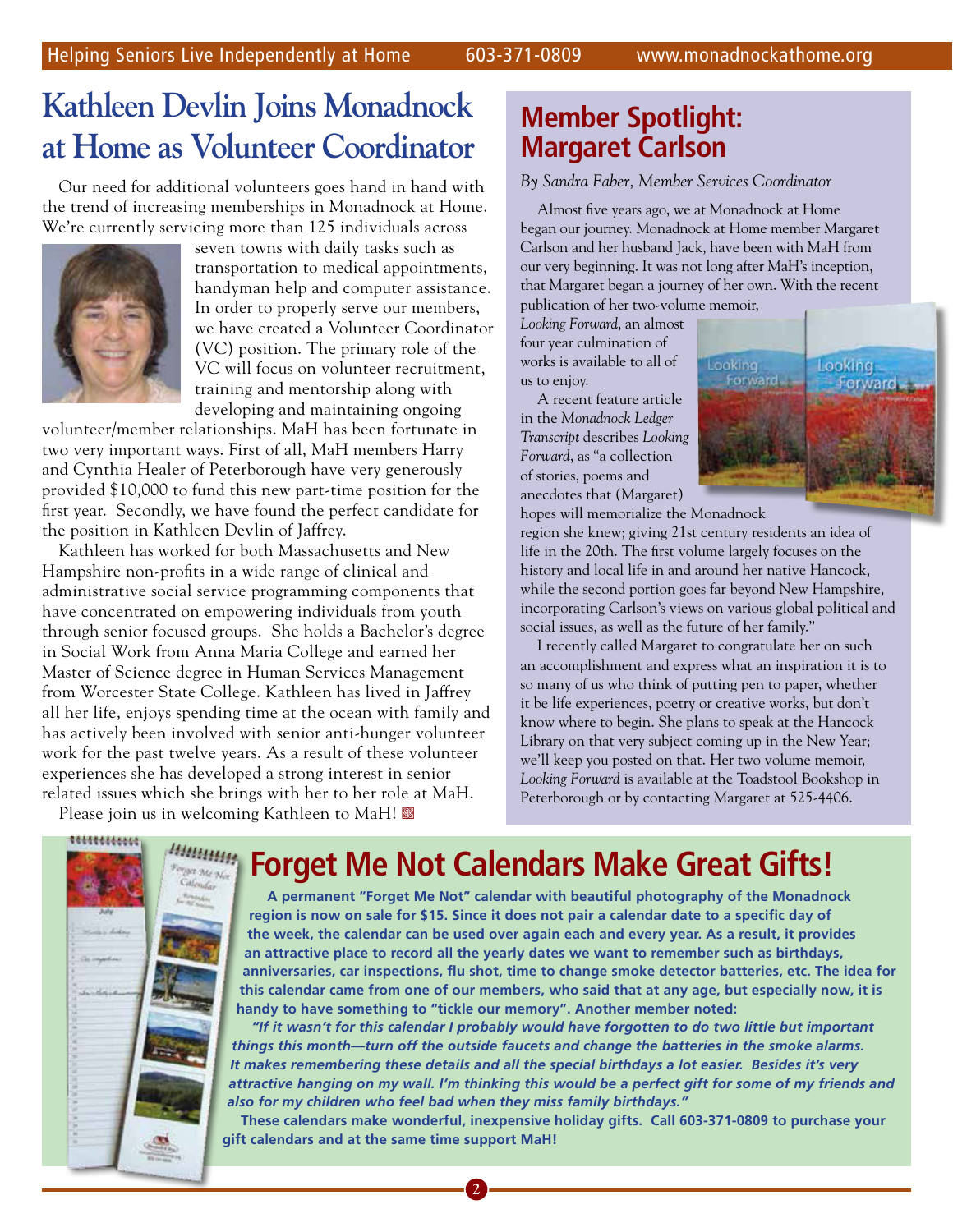# Kathleen Devlin Joins Monadnock at Home as Volunteer Coordinator

Our need for additional volunteers goes hand in hand with the trend of increasing memberships in Monadnock at Home. We're currently servicing more than 125 individuals across seven towns with daily tasks such as transportation to medical appointments, handyman help and computer assistance. In order to properly serve our members, we have created a Volunteer Coordinator (VC) position. The primary role of the VC will focus on volunteer recruitment, training and mentorship along with developing and maintaining ongoing volunteer/member relationships. MaH has been fortunate in two very important ways. First of all, MaH members Harry and Cynthia Healer of Peterborough have very generously provided $10,000 to fund this new part-time position for the first year. Secondly, we have found the perfect candidate for the position in Kathleen Devlin of Jaffrey.

Kathleen has worked for both Massachusetts and New Hampshire non-profits in a wide range of clinical and administrative social service programming components that have concentrated on empowering individuals from youth through senior focused groups. She holds a Bachelor's degree in Social Work from Anna Maria College and earned her Master of Science degree in Human Services Management from Worcester State College. Kathleen has lived in Jaffrey all her life, enjoys spending time at the ocean with family and has actively been involved with senior anti-hunger volunteer work for the past twelve years. As a result of these volunteer experiences she has developed a strong interest in senior related issues which she brings with her to her role at MaH.

Please join us in welcoming Kathleen to MaH!

# Member Spotlight: Margaret Carlson

*By Sandra Faber, Member Services Coordinator*

Almost five years ago, we at Monadnock at Home began our journey. Monadnock at Home member Margaret Carlson and her husband Jack, have been with MaH from our very beginning. It was not long after MaH's inception, that Margaret began a journey of her own. With the recent publication of her two-volume memoir, *Looking Forward*, an almost four year culmination of works is available to all of us to enjoy.

A recent feature article in the *Monadnock Ledger Transcript* describes *Looking Forward*, as "a collection of stories, poems and anecdotes that (Margaret) hopes will memorialize the Monadnock region she knew; giving 21st century residents an idea of life in the 20th. The first volume largely focuses on the history and local life in and around her native Hancock, while the second portion goes far beyond New Hampshire, incorporating Carlson's views on various global political and social issues, as well as the future of her family."

I recently called Margaret to congratulate her on such an accomplishment and express what an inspiration it is to so many of us who think of putting pen to paper, whether it be life experiences, poetry or creative works, but don't know where to begin. She plans to speak at the Hancock Library on that very subject coming up in the New Year; we'll keep you posted on that. Her two volume memoir, *Looking Forward* is available at the Toadstool Bookshop in Peterborough or by contacting Margaret at 525-4406.

# Forget Me Not Calendars Make Great Gifts!

**A permanent "Forget Me Not" calendar with beautiful photography of the Monadnock region is now on sale for $15. Since it does not pair a calendar date to a specific day of the week, the calendar can be used over again each and every year. As a result, it provides an attractive place to record all the yearly dates we want to remember such as birthdays, anniversaries, car inspections, flu shot, time to change smoke detector batteries, etc. The idea for this calendar came from one of our members, who said that at any age, but especially now, it is handy to have something to "tickle our memory". Another member noted:**

***"If it wasn't for this calendar I probably would have forgotten to do two little but important things this month—turn off the outside faucets and change the batteries in the smoke alarms. It makes remembering these details and all the special birthdays a lot easier. Besides it's very attractive hanging on my wall. I'm thinking this would be a perfect gift for some of my friends and also for my children who feel bad when they miss family birthdays."***

**These calendars make wonderful, inexpensive holiday gifts. Call 603-371-0809 to purchase your gift calendars and at the same time support MaH!**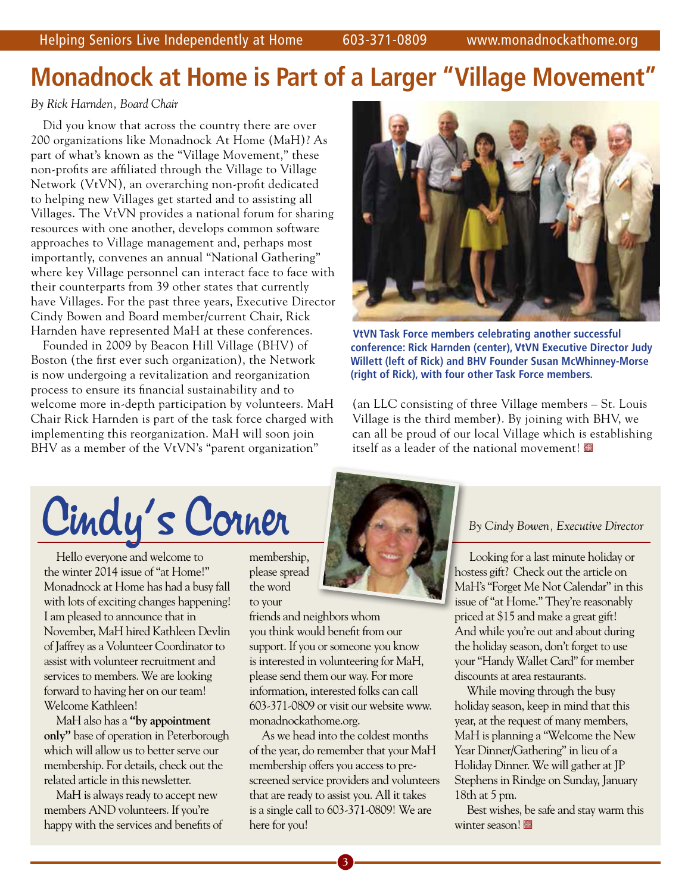# Monadnock at Home is Part of a Larger "Village Movement"

*By Rick Harnden, Board Chair*

Did you know that across the country there are over 200 organizations like Monadnock At Home (MaH)? As part of what's known as the "Village Movement," these non-profits are affiliated through the Village to Village Network (VtVN), an overarching non-profit dedicated to helping new Villages get started and to assisting all Villages. The VtVN provides a national forum for sharing resources with one another, develops common software approaches to Village management and, perhaps most importantly, convenes an annual "National Gathering" where key Village personnel can interact face to face with their counterparts from 39 other states that currently have Villages. For the past three years, Executive Director Cindy Bowen and Board member/current Chair, Rick Harnden have represented MaH at these conferences.

Founded in 2009 by Beacon Hill Village (BHV) of Boston (the first ever such organization), the Network is now undergoing a revitalization and reorganization process to ensure its financial sustainability and to welcome more in-depth participation by volunteers. MaH Chair Rick Harnden is part of the task force charged with implementing this reorganization. MaH will soon join BHV as a member of the VtVN's "parent organization" (an LLC consisting of three Village members – St. Louis Village is the third member). By joining with BHV, we can all be proud of our local Village which is establishing itself as a leader of the national movement!

**VtVN Task Force members celebrating another successful conference: Rick Harnden (center), VtVN Executive Director Judy Willett (left of Rick) and BHV Founder Susan McWhinney-Morse (right of Rick), with four other Task Force members.**

# Cindy's Corner

*By Cindy Bowen, Executive Director*

Hello everyone and welcome to the winter 2014 issue of "at Home!" Monadnock at Home has had a busy fall with lots of exciting changes happening! I am pleased to announce that in November, MaH hired Kathleen Devlin of Jaffrey as a Volunteer Coordinator to assist with volunteer recruitment and services to members. We are looking forward to having her on our team! Welcome Kathleen!

MaH also has a **"by appointment only"** base of operation in Peterborough which will allow us to better serve our membership. For details, check out the related article in this newsletter.

MaH is always ready to accept new members AND volunteers. If you're happy with the services and benefits of membership, please spread the word to your friends and neighbors whom you think would benefit from our support. If you or someone you know is interested in volunteering for MaH, please send them our way. For more information, interested folks can call 603-371-0809 or visit our website www.monadnockathome.org.

As we head into the coldest months of the year, do remember that your MaH membership offers you access to pre-screened service providers and volunteers that are ready to assist you. All it takes is a single call to 603-371-0809! We are here for you!

Looking for a last minute holiday or hostess gift? Check out the article on MaH's "Forget Me Not Calendar" in this issue of "at Home." They're reasonably priced at $15 and make a great gift! And while you're out and about during the holiday season, don't forget to use your "Handy Wallet Card" for member discounts at area restaurants.

While moving through the busy holiday season, keep in mind that this year, at the request of many members, MaH is planning a "Welcome the New Year Dinner/Gathering" in lieu of a Holiday Dinner. We will gather at JP Stephens in Rindge on Sunday, January 18th at 5 pm.

Best wishes, be safe and stay warm this winter season!